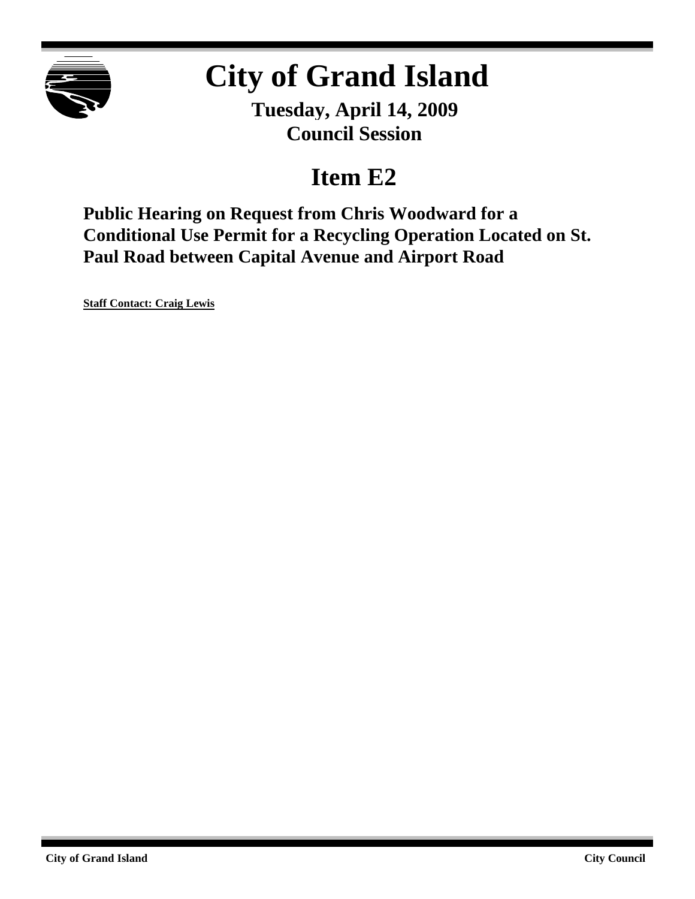# City of Grand Island

**Tuesday, April 14, 2009**
**Council Session**

## Item E2

### Public Hearing on Request from Chris Woodward for a Conditional Use Permit for a Recycling Operation Located on St. Paul Road between Capital Avenue and Airport Road

**Staff Contact: Craig Lewis**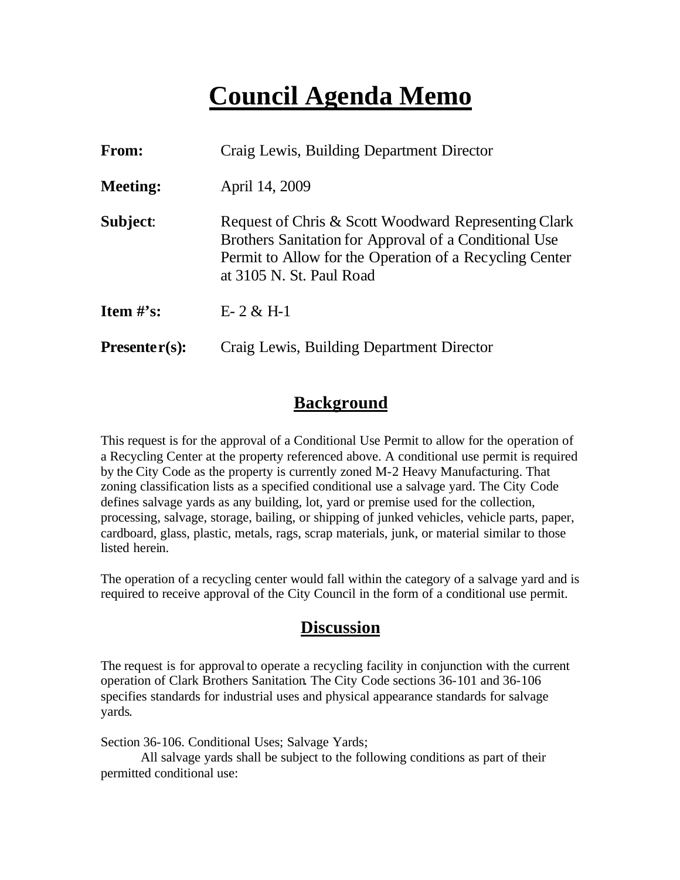# Council Agenda Memo

**From:** Craig Lewis, Building Department Director

**Meeting:** April 14, 2009

**Subject:** Request of Chris & Scott Woodward Representing Clark Brothers Sanitation for Approval of a Conditional Use Permit to Allow for the Operation of a Recycling Center at 3105 N. St. Paul Road

**Item #'s:** E- 2 & H-1

**Presenter(s):** Craig Lewis, Building Department Director

## Background

This request is for the approval of a Conditional Use Permit to allow for the operation of a Recycling Center at the property referenced above. A conditional use permit is required by the City Code as the property is currently zoned M-2 Heavy Manufacturing. That zoning classification lists as a specified conditional use a salvage yard. The City Code defines salvage yards as any building, lot, yard or premise used for the collection, processing, salvage, storage, bailing, or shipping of junked vehicles, vehicle parts, paper, cardboard, glass, plastic, metals, rags, scrap materials, junk, or material similar to those listed herein.

The operation of a recycling center would fall within the category of a salvage yard and is required to receive approval of the City Council in the form of a conditional use permit.

## Discussion

The request is for approval to operate a recycling facility in conjunction with the current operation of Clark Brothers Sanitation. The City Code sections 36-101 and 36-106 specifies standards for industrial uses and physical appearance standards for salvage yards.

Section 36-106. Conditional Uses; Salvage Yards;

All salvage yards shall be subject to the following conditions as part of their permitted conditional use: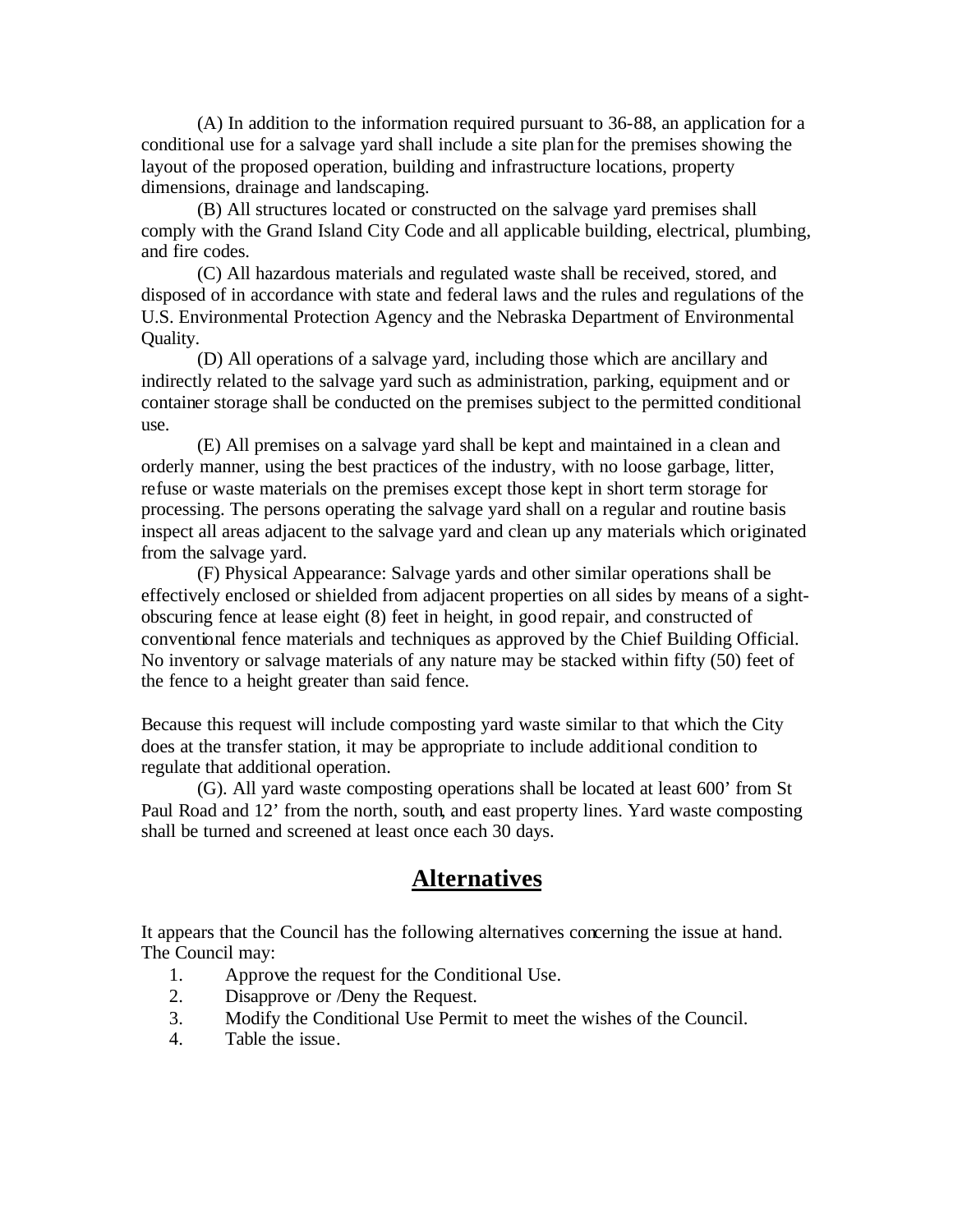(A) In addition to the information required pursuant to 36-88, an application for a conditional use for a salvage yard shall include a site plan for the premises showing the layout of the proposed operation, building and infrastructure locations, property dimensions, drainage and landscaping.

(B) All structures located or constructed on the salvage yard premises shall comply with the Grand Island City Code and all applicable building, electrical, plumbing, and fire codes.

(C) All hazardous materials and regulated waste shall be received, stored, and disposed of in accordance with state and federal laws and the rules and regulations of the U.S. Environmental Protection Agency and the Nebraska Department of Environmental Quality.

(D) All operations of a salvage yard, including those which are ancillary and indirectly related to the salvage yard such as administration, parking, equipment and or container storage shall be conducted on the premises subject to the permitted conditional use.

(E) All premises on a salvage yard shall be kept and maintained in a clean and orderly manner, using the best practices of the industry, with no loose garbage, litter, refuse or waste materials on the premises except those kept in short term storage for processing. The persons operating the salvage yard shall on a regular and routine basis inspect all areas adjacent to the salvage yard and clean up any materials which originated from the salvage yard.

(F) Physical Appearance: Salvage yards and other similar operations shall be effectively enclosed or shielded from adjacent properties on all sides by means of a sight-obscuring fence at lease eight (8) feet in height, in good repair, and constructed of conventional fence materials and techniques as approved by the Chief Building Official. No inventory or salvage materials of any nature may be stacked within fifty (50) feet of the fence to a height greater than said fence.

Because this request will include composting yard waste similar to that which the City does at the transfer station, it may be appropriate to include additional condition to regulate that additional operation.

(G). All yard waste composting operations shall be located at least 600' from St Paul Road and 12' from the north, south, and east property lines. Yard waste composting shall be turned and screened at least once each 30 days.

## Alternatives

It appears that the Council has the following alternatives concerning the issue at hand. The Council may:

1. Approve the request for the Conditional Use.
2. Disapprove or /Deny the Request.
3. Modify the Conditional Use Permit to meet the wishes of the Council.
4. Table the issue.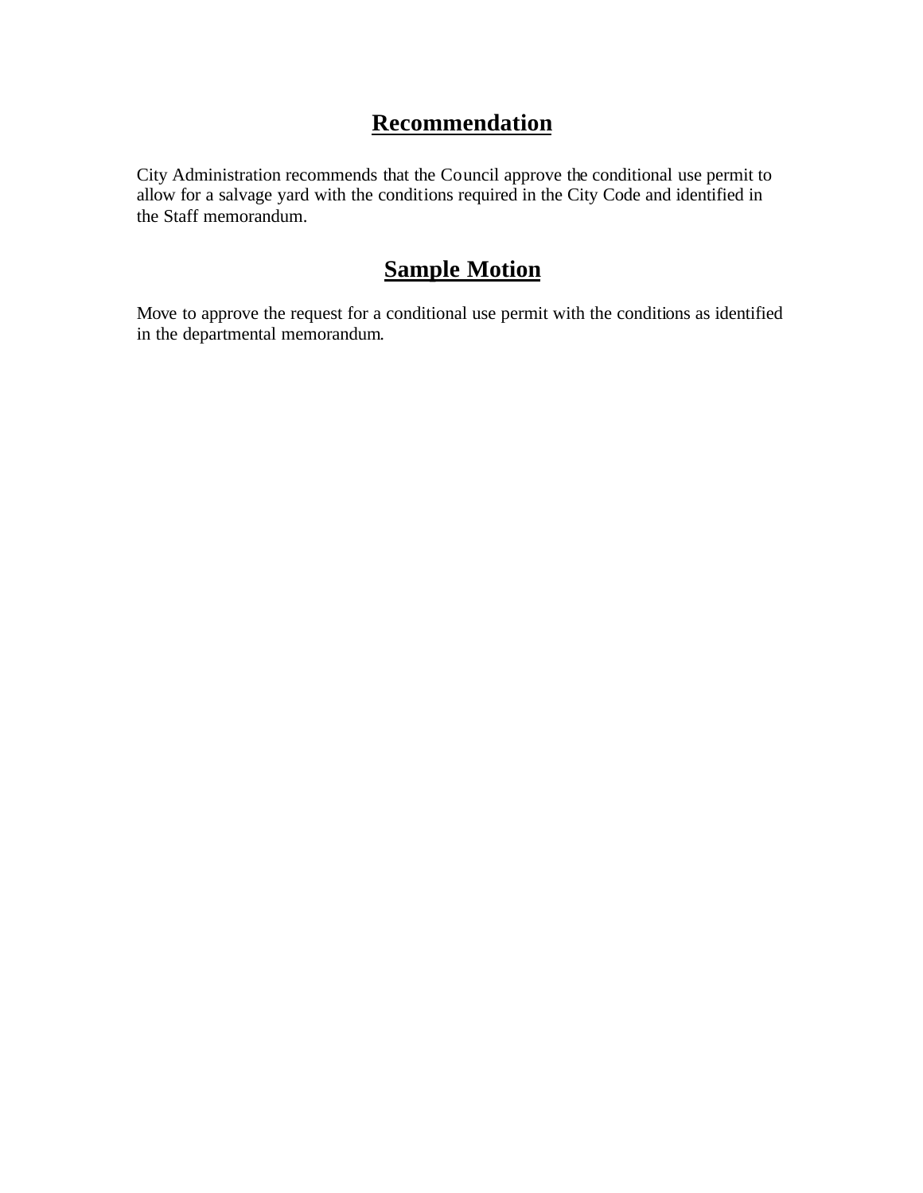## Recommendation

City Administration recommends that the Council approve the conditional use permit to allow for a salvage yard with the conditions required in the City Code and identified in the Staff memorandum.

## Sample Motion

Move to approve the request for a conditional use permit with the conditions as identified in the departmental memorandum.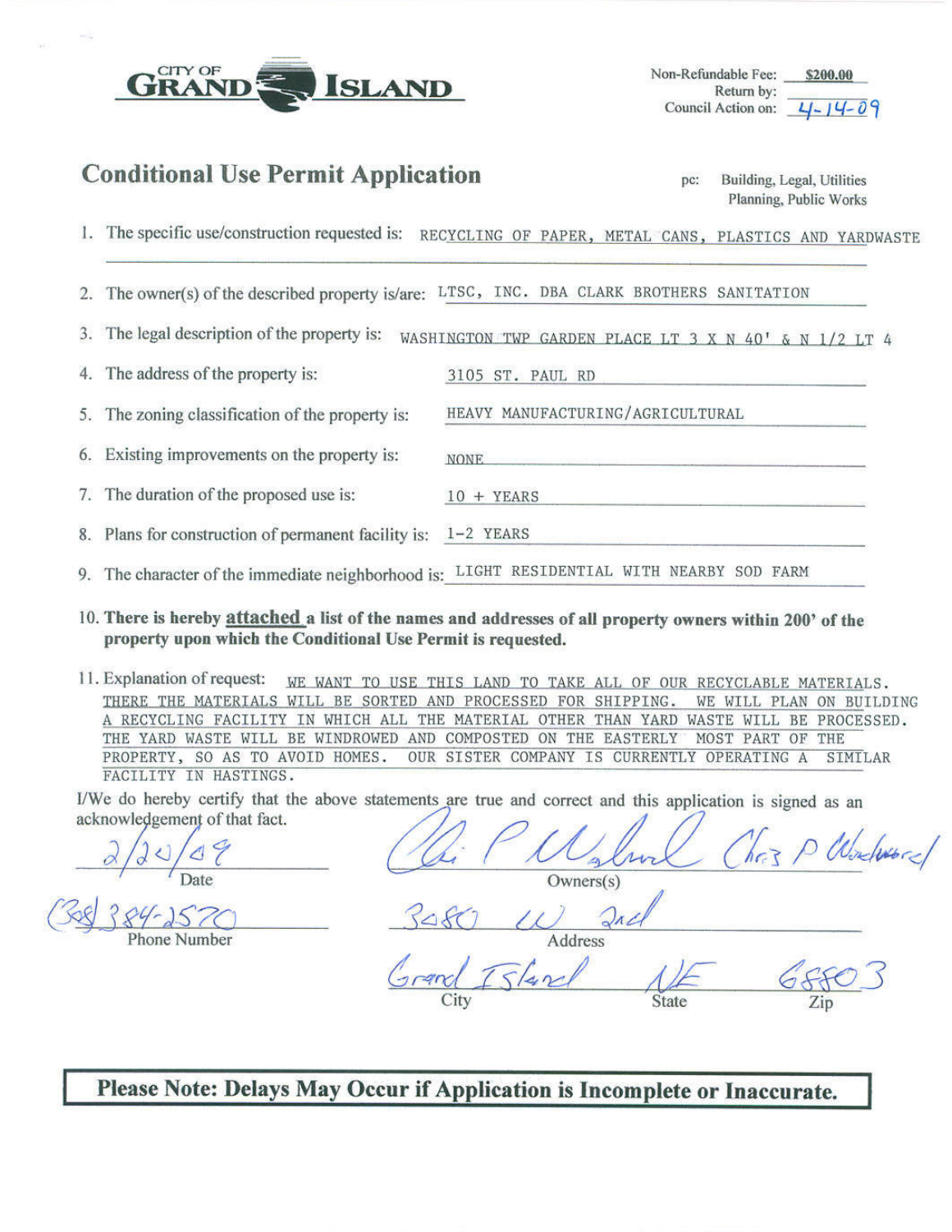CITY OF **GRAND ISLAND**

Non-Refundable Fee: **$200.00**
Return by:
Council Action on: 4-14-09

## Conditional Use Permit Application

pc: Building, Legal, Utilities
Planning, Public Works

1. The specific use/construction requested is: RECYCLING OF PAPER, METAL CANS, PLASTICS AND YARDWASTE

2. The owner(s) of the described property is/are: LTSC, INC. DBA CLARK BROTHERS SANITATION

3. The legal description of the property is: WASHINGTON TWP GARDEN PLACE LT 3 X N 40' & N 1/2 LT 4

4. The address of the property is: 3105 ST. PAUL RD

5. The zoning classification of the property is: HEAVY MANUFACTURING/AGRICULTURAL

6. Existing improvements on the property is: NONE

7. The duration of the proposed use is: 10 + YEARS

8. Plans for construction of permanent facility is: 1-2 YEARS

9. The character of the immediate neighborhood is: LIGHT RESIDENTIAL WITH NEARBY SOD FARM

10. **There is hereby attached a list of the names and addresses of all property owners within 200' of the property upon which the Conditional Use Permit is requested.**

11. Explanation of request: WE WANT TO USE THIS LAND TO TAKE ALL OF OUR RECYCLABLE MATERIALS. THERE THE MATERIALS WILL BE SORTED AND PROCESSED FOR SHIPPING. WE WILL PLAN ON BUILDING A RECYCLING FACILITY IN WHICH ALL THE MATERIAL OTHER THAN YARD WASTE WILL BE PROCESSED. THE YARD WASTE WILL BE WINDROWED AND COMPOSTED ON THE EASTERLY MOST PART OF THE PROPERTY, SO AS TO AVOID HOMES. OUR SISTER COMPANY IS CURRENTLY OPERATING A SIMILAR FACILITY IN HASTINGS.

I/We do hereby certify that the above statements are true and correct and this application is signed as an acknowledgement of that fact.

2/20/09
Date

(308) 384-2570
Phone Number

Chris P Woodward
Owners(s)

3080 W 2nd
Address

Grand Island — NE — 68803
City — State — Zip

**Please Note: Delays May Occur if Application is Incomplete or Inaccurate.**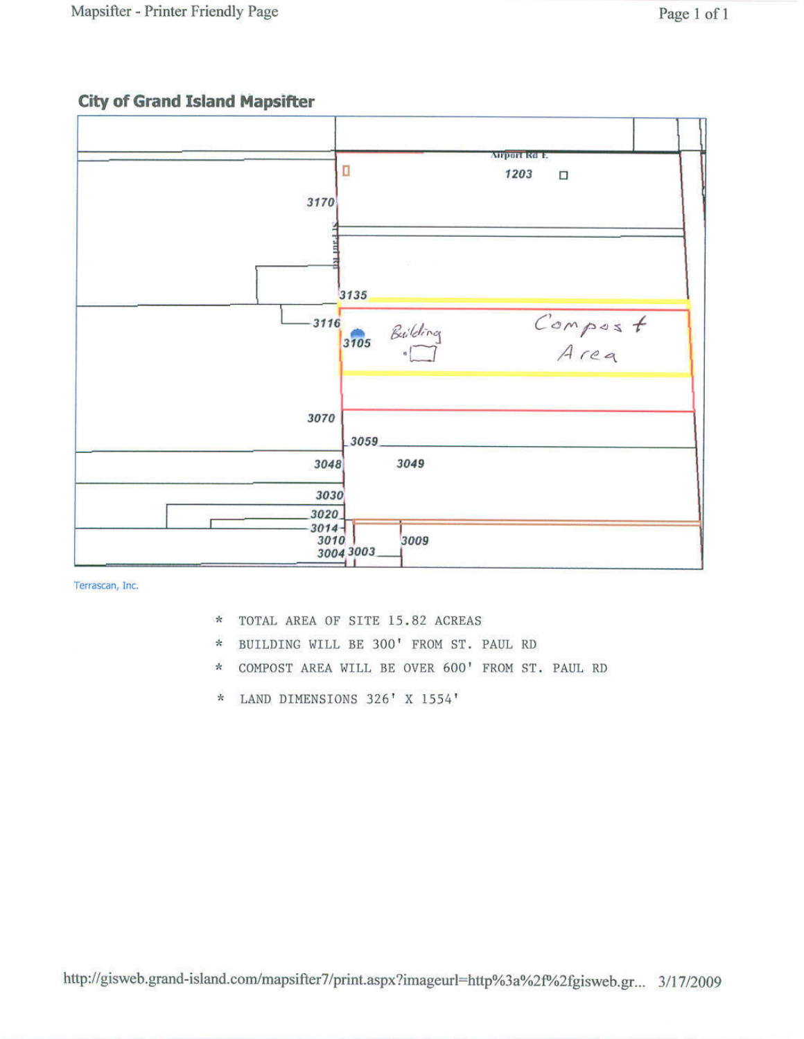## City of Grand Island Mapsifter

Airport Rd E.

1203

3170

3135

3116

3105

Building

Compost Area

3070

3059

3048

3049

3030

3020

3014

3010

3009

3004 3003

Terrascan, Inc.

- \* TOTAL AREA OF SITE 15.82 ACREAS
- \* BUILDING WILL BE 300' FROM ST. PAUL RD
- \* COMPOST AREA WILL BE OVER 600' FROM ST. PAUL RD
- \* LAND DIMENSIONS 326' X 1554'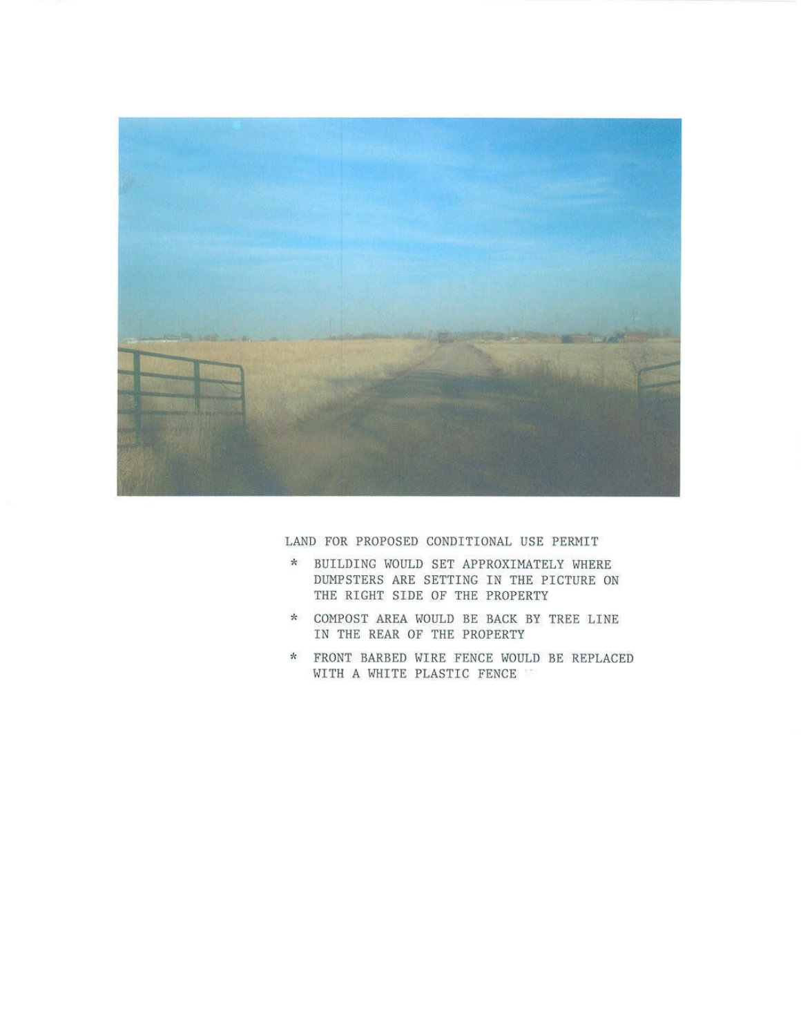LAND FOR PROPOSED CONDITIONAL USE PERMIT

* BUILDING WOULD SET APPROXIMATELY WHERE DUMPSTERS ARE SETTING IN THE PICTURE ON THE RIGHT SIDE OF THE PROPERTY
* COMPOST AREA WOULD BE BACK BY TREE LINE IN THE REAR OF THE PROPERTY
* FRONT BARBED WIRE FENCE WOULD BE REPLACED WITH A WHITE PLASTIC FENCE